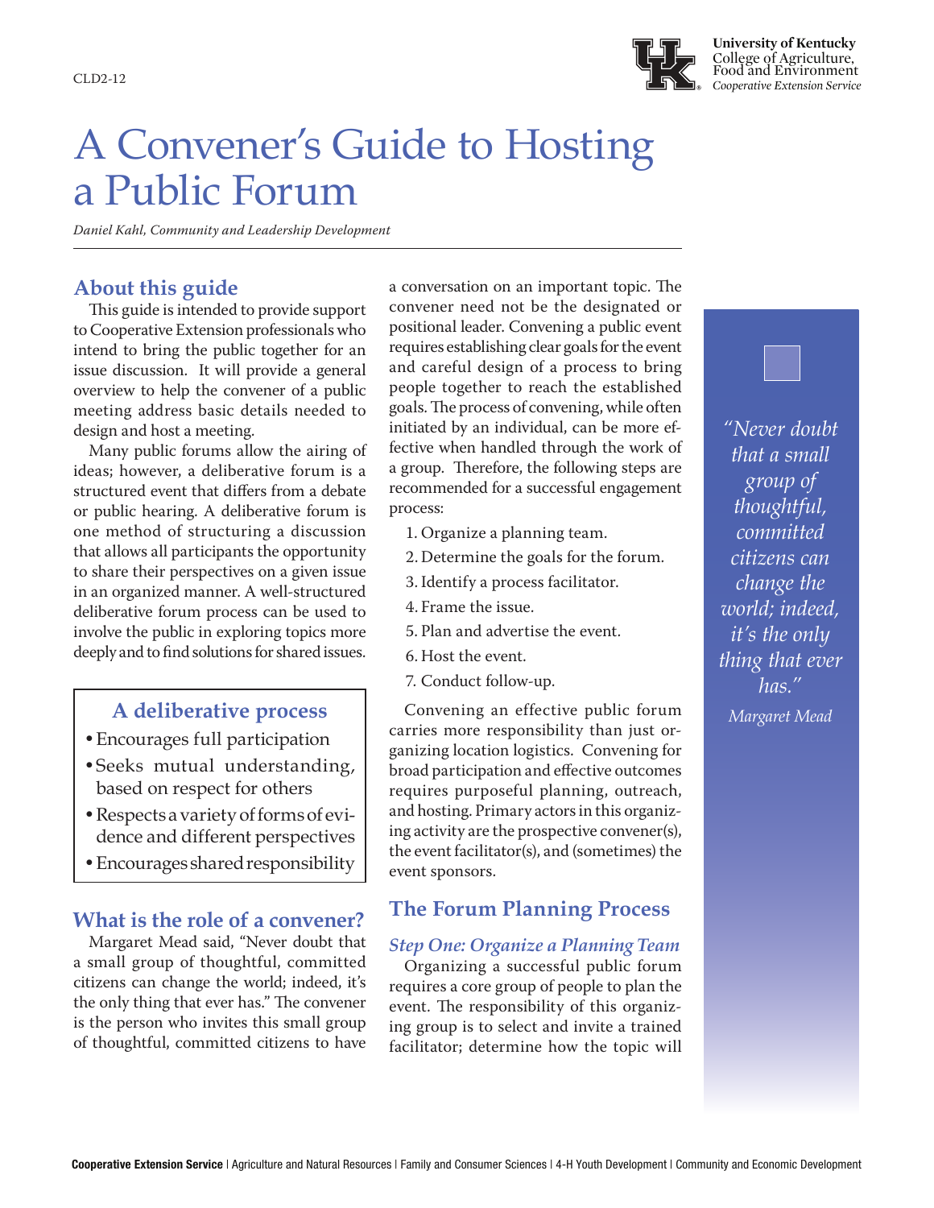CLD2-12

# A Convener's Guide to Hosting a Public Forum

*Daniel Kahl, Community and Leadership Development*

## About this guide

This guide is intended to provide support to Cooperative Extension professionals who intend to bring the public together for an issue discussion. It will provide a general overview to help the convener of a public meeting address basic details needed to design and host a meeting.

Many public forums allow the airing of ideas; however, a deliberative forum is a structured event that differs from a debate or public hearing. A deliberative forum is one method of structuring a discussion that allows all participants the opportunity to share their perspectives on a given issue in an organized manner. A well-structured deliberative forum process can be used to involve the public in exploring topics more deeply and to find solutions for shared issues.

### A deliberative process

- Encourages full participation
- Seeks mutual understanding, based on respect for others
- Respects a variety of forms of evidence and different perspectives
- Encourages shared responsibility

## What is the role of a convener?

Margaret Mead said, "Never doubt that a small group of thoughtful, committed citizens can change the world; indeed, it's the only thing that ever has." The convener is the person who invites this small group of thoughtful, committed citizens to have a conversation on an important topic. The convener need not be the designated or positional leader. Convening a public event requires establishing clear goals for the event and careful design of a process to bring people together to reach the established goals. The process of convening, while often initiated by an individual, can be more effective when handled through the work of a group. Therefore, the following steps are recommended for a successful engagement process:

1. Organize a planning team.
2. Determine the goals for the forum.
3. Identify a process facilitator.
4. Frame the issue.
5. Plan and advertise the event.
6. Host the event.
7. Conduct follow-up.

Convening an effective public forum carries more responsibility than just organizing location logistics. Convening for broad participation and effective outcomes requires purposeful planning, outreach, and hosting. Primary actors in this organizing activity are the prospective convener(s), the event facilitator(s), and (sometimes) the event sponsors.

> *"Never doubt that a small group of thoughtful, committed citizens can change the world; indeed, it's the only thing that ever has."*
>
> *Margaret Mead*

## The Forum Planning Process

### *Step One: Organize a Planning Team*

Organizing a successful public forum requires a core group of people to plan the event. The responsibility of this organizing group is to select and invite a trained facilitator; determine how the topic will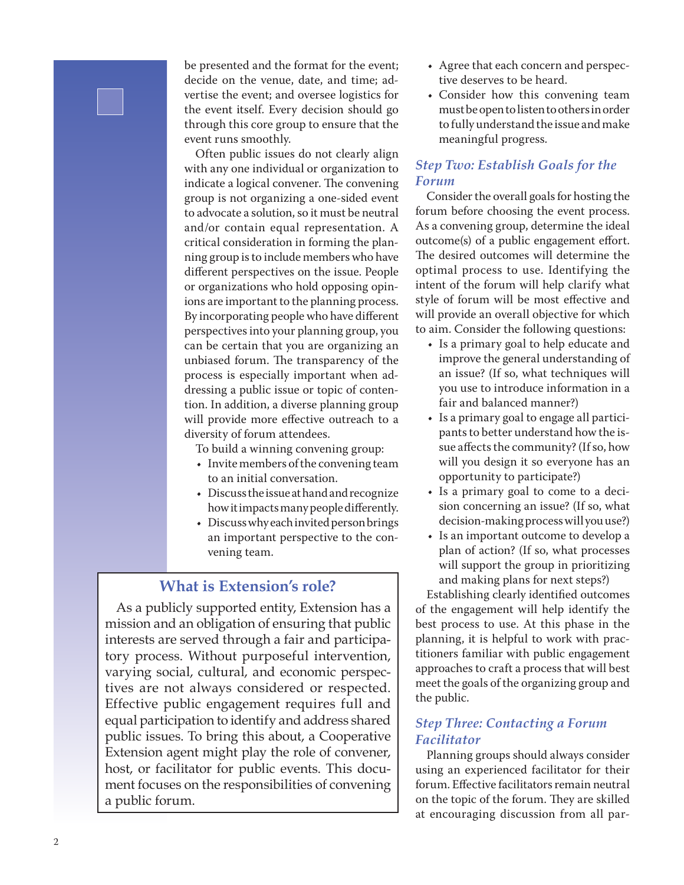be presented and the format for the event; decide on the venue, date, and time; advertise the event; and oversee logistics for the event itself. Every decision should go through this core group to ensure that the event runs smoothly.

Often public issues do not clearly align with any one individual or organization to indicate a logical convener. The convening group is not organizing a one-sided event to advocate a solution, so it must be neutral and/or contain equal representation. A critical consideration in forming the planning group is to include members who have different perspectives on the issue. People or organizations who hold opposing opinions are important to the planning process. By incorporating people who have different perspectives into your planning group, you can be certain that you are organizing an unbiased forum. The transparency of the process is especially important when addressing a public issue or topic of contention. In addition, a diverse planning group will provide more effective outreach to a diversity of forum attendees.

To build a winning convening group:

- Invite members of the convening team to an initial conversation.
- Discuss the issue at hand and recognize how it impacts many people differently.
- Discuss why each invited person brings an important perspective to the convening team.
- Agree that each concern and perspective deserves to be heard.
- Consider how this convening team must be open to listen to others in order to fully understand the issue and make meaningful progress.

### What is Extension's role?

As a publicly supported entity, Extension has a mission and an obligation of ensuring that public interests are served through a fair and participatory process. Without purposeful intervention, varying social, cultural, and economic perspectives are not always considered or respected. Effective public engagement requires full and equal participation to identify and address shared public issues. To bring this about, a Cooperative Extension agent might play the role of convener, host, or facilitator for public events. This document focuses on the responsibilities of convening a public forum.

## *Step Two: Establish Goals for the Forum*

Consider the overall goals for hosting the forum before choosing the event process. As a convening group, determine the ideal outcome(s) of a public engagement effort. The desired outcomes will determine the optimal process to use. Identifying the intent of the forum will help clarify what style of forum will be most effective and will provide an overall objective for which to aim. Consider the following questions:

- Is a primary goal to help educate and improve the general understanding of an issue? (If so, what techniques will you use to introduce information in a fair and balanced manner?)
- Is a primary goal to engage all participants to better understand how the issue affects the community? (If so, how will you design it so everyone has an opportunity to participate?)
- Is a primary goal to come to a decision concerning an issue? (If so, what decision-making process will you use?)
- Is an important outcome to develop a plan of action? (If so, what processes will support the group in prioritizing and making plans for next steps?)

Establishing clearly identified outcomes of the engagement will help identify the best process to use. At this phase in the planning, it is helpful to work with practitioners familiar with public engagement approaches to craft a process that will best meet the goals of the organizing group and the public.

## *Step Three: Contacting a Forum Facilitator*

Planning groups should always consider using an experienced facilitator for their forum. Effective facilitators remain neutral on the topic of the forum. They are skilled at encouraging discussion from all par-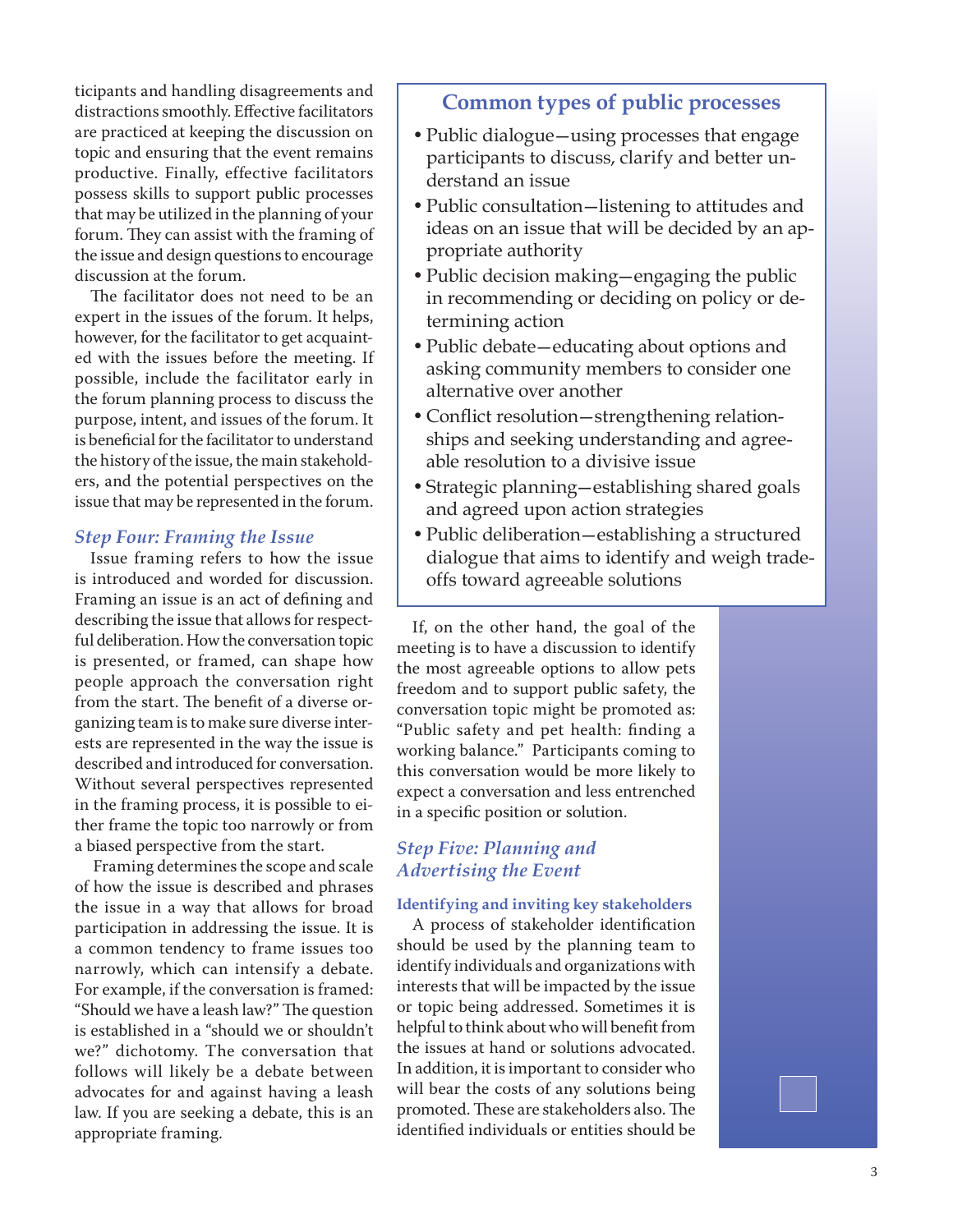ticipants and handling disagreements and distractions smoothly. Effective facilitators are practiced at keeping the discussion on topic and ensuring that the event remains productive. Finally, effective facilitators possess skills to support public processes that may be utilized in the planning of your forum. They can assist with the framing of the issue and design questions to encourage discussion at the forum.

The facilitator does not need to be an expert in the issues of the forum. It helps, however, for the facilitator to get acquainted with the issues before the meeting. If possible, include the facilitator early in the forum planning process to discuss the purpose, intent, and issues of the forum. It is beneficial for the facilitator to understand the history of the issue, the main stakeholders, and the potential perspectives on the issue that may be represented in the forum.

### *Step Four: Framing the Issue*

Issue framing refers to how the issue is introduced and worded for discussion. Framing an issue is an act of defining and describing the issue that allows for respectful deliberation. How the conversation topic is presented, or framed, can shape how people approach the conversation right from the start. The benefit of a diverse organizing team is to make sure diverse interests are represented in the way the issue is described and introduced for conversation. Without several perspectives represented in the framing process, it is possible to either frame the topic too narrowly or from a biased perspective from the start.

Framing determines the scope and scale of how the issue is described and phrases the issue in a way that allows for broad participation in addressing the issue. It is a common tendency to frame issues too narrowly, which can intensify a debate. For example, if the conversation is framed: "Should we have a leash law?" The question is established in a "should we or shouldn't we?" dichotomy. The conversation that follows will likely be a debate between advocates for and against having a leash law. If you are seeking a debate, this is an appropriate framing.

## Common types of public processes

- Public dialogue—using processes that engage participants to discuss, clarify and better understand an issue
- Public consultation—listening to attitudes and ideas on an issue that will be decided by an appropriate authority
- Public decision making—engaging the public in recommending or deciding on policy or determining action
- Public debate—educating about options and asking community members to consider one alternative over another
- Conflict resolution—strengthening relationships and seeking understanding and agreeable resolution to a divisive issue
- Strategic planning—establishing shared goals and agreed upon action strategies
- Public deliberation—establishing a structured dialogue that aims to identify and weigh tradeoffs toward agreeable solutions

If, on the other hand, the goal of the meeting is to have a discussion to identify the most agreeable options to allow pets freedom and to support public safety, the conversation topic might be promoted as: "Public safety and pet health: finding a working balance." Participants coming to this conversation would be more likely to expect a conversation and less entrenched in a specific position or solution.

### *Step Five: Planning and Advertising the Event*

#### Identifying and inviting key stakeholders

A process of stakeholder identification should be used by the planning team to identify individuals and organizations with interests that will be impacted by the issue or topic being addressed. Sometimes it is helpful to think about who will benefit from the issues at hand or solutions advocated. In addition, it is important to consider who will bear the costs of any solutions being promoted. These are stakeholders also. The identified individuals or entities should be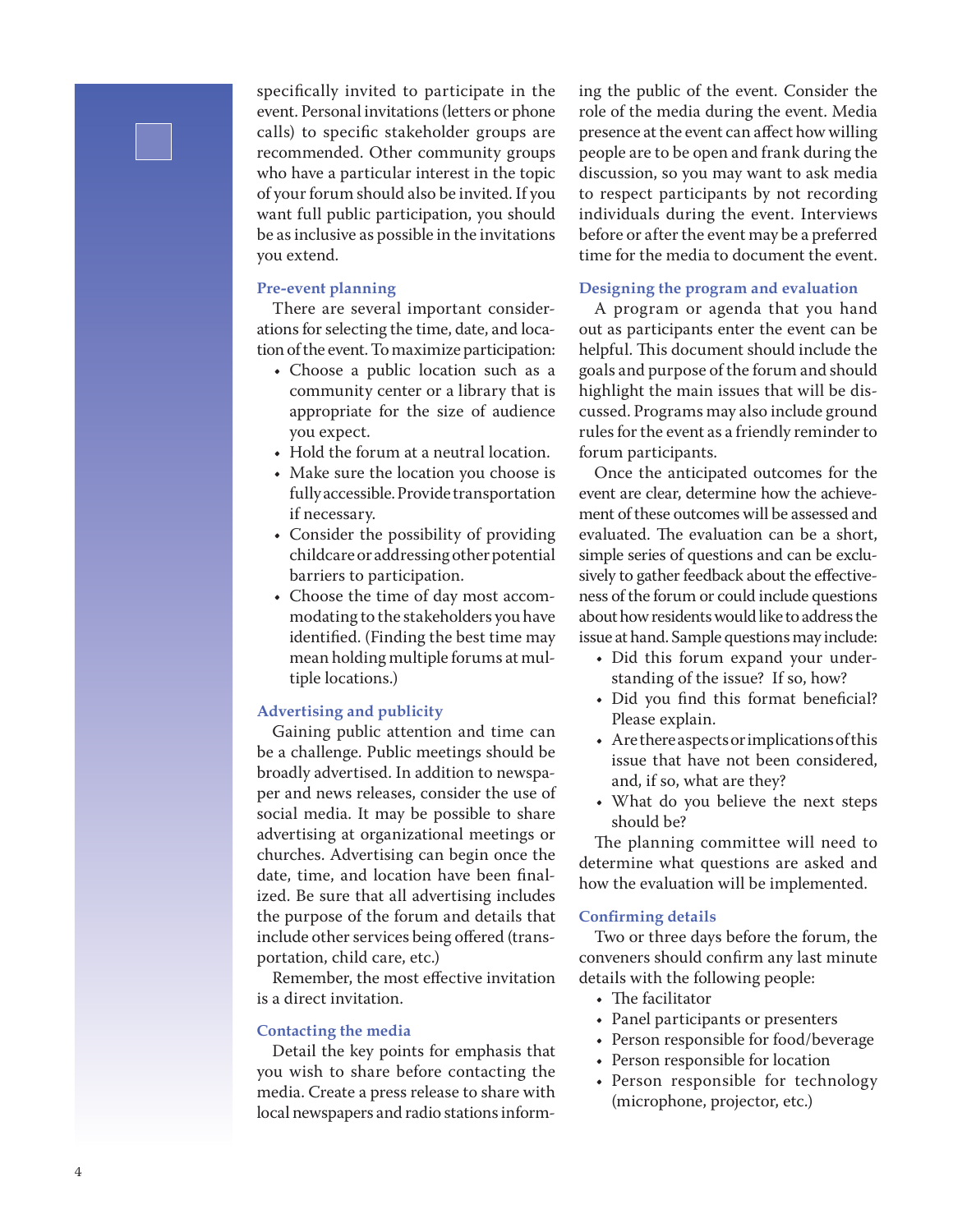specifically invited to participate in the event. Personal invitations (letters or phone calls) to specific stakeholder groups are recommended. Other community groups who have a particular interest in the topic of your forum should also be invited. If you want full public participation, you should be as inclusive as possible in the invitations you extend.

### Pre-event planning

There are several important considerations for selecting the time, date, and location of the event. To maximize participation:

- Choose a public location such as a community center or a library that is appropriate for the size of audience you expect.
- Hold the forum at a neutral location.
- Make sure the location you choose is fully accessible. Provide transportation if necessary.
- Consider the possibility of providing childcare or addressing other potential barriers to participation.
- Choose the time of day most accommodating to the stakeholders you have identified. (Finding the best time may mean holding multiple forums at multiple locations.)

### Advertising and publicity

Gaining public attention and time can be a challenge. Public meetings should be broadly advertised. In addition to newspaper and news releases, consider the use of social media. It may be possible to share advertising at organizational meetings or churches. Advertising can begin once the date, time, and location have been finalized. Be sure that all advertising includes the purpose of the forum and details that include other services being offered (transportation, child care, etc.)

Remember, the most effective invitation is a direct invitation.

### Contacting the media

Detail the key points for emphasis that you wish to share before contacting the media. Create a press release to share with local newspapers and radio stations informing the public of the event. Consider the role of the media during the event. Media presence at the event can affect how willing people are to be open and frank during the discussion, so you may want to ask media to respect participants by not recording individuals during the event. Interviews before or after the event may be a preferred time for the media to document the event.

### Designing the program and evaluation

A program or agenda that you hand out as participants enter the event can be helpful. This document should include the goals and purpose of the forum and should highlight the main issues that will be discussed. Programs may also include ground rules for the event as a friendly reminder to forum participants.

Once the anticipated outcomes for the event are clear, determine how the achievement of these outcomes will be assessed and evaluated. The evaluation can be a short, simple series of questions and can be exclusively to gather feedback about the effectiveness of the forum or could include questions about how residents would like to address the issue at hand. Sample questions may include:

- Did this forum expand your understanding of the issue? If so, how?
- Did you find this format beneficial? Please explain.
- Are there aspects or implications of this issue that have not been considered, and, if so, what are they?
- What do you believe the next steps should be?

The planning committee will need to determine what questions are asked and how the evaluation will be implemented.

### Confirming details

Two or three days before the forum, the conveners should confirm any last minute details with the following people:

- The facilitator
- Panel participants or presenters
- Person responsible for food/beverage
- Person responsible for location
- Person responsible for technology (microphone, projector, etc.)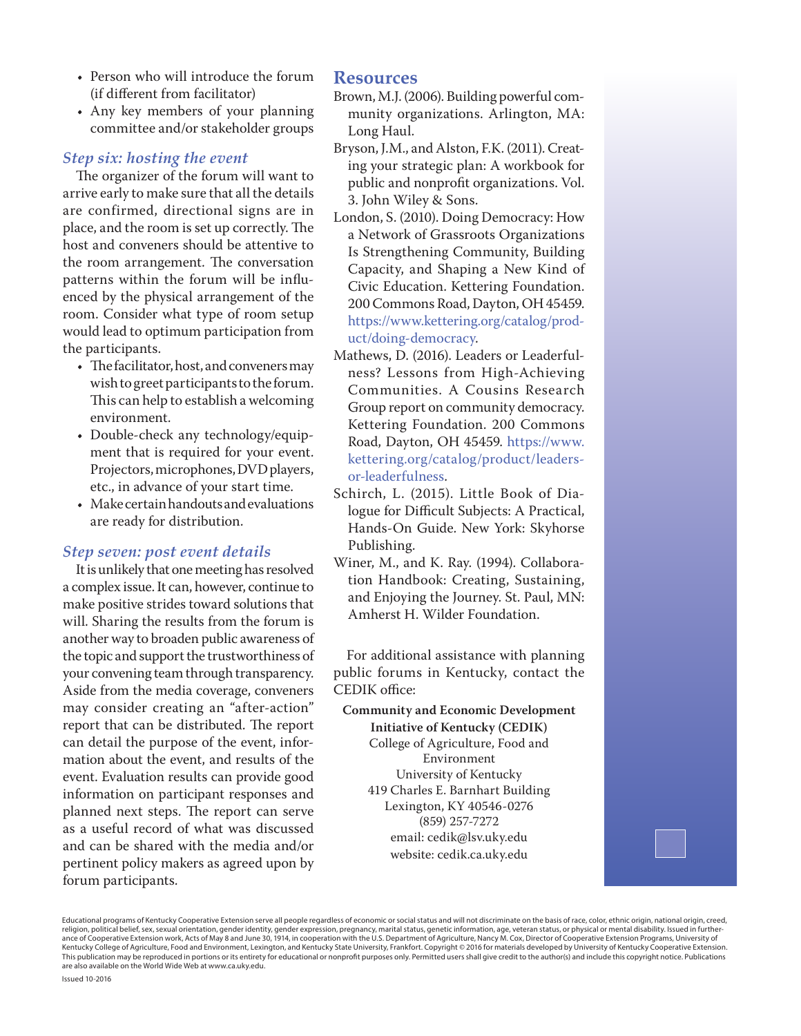- Person who will introduce the forum (if different from facilitator)
- Any key members of your planning committee and/or stakeholder groups

### *Step six: hosting the event*

The organizer of the forum will want to arrive early to make sure that all the details are confirmed, directional signs are in place, and the room is set up correctly. The host and conveners should be attentive to the room arrangement. The conversation patterns within the forum will be influenced by the physical arrangement of the room. Consider what type of room setup would lead to optimum participation from the participants.

- The facilitator, host, and conveners may wish to greet participants to the forum. This can help to establish a welcoming environment.
- Double-check any technology/equipment that is required for your event. Projectors, microphones, DVD players, etc., in advance of your start time.
- Make certain handouts and evaluations are ready for distribution.

### *Step seven: post event details*

It is unlikely that one meeting has resolved a complex issue. It can, however, continue to make positive strides toward solutions that will. Sharing the results from the forum is another way to broaden public awareness of the topic and support the trustworthiness of your convening team through transparency. Aside from the media coverage, conveners may consider creating an "after-action" report that can be distributed. The report can detail the purpose of the event, information about the event, and results of the event. Evaluation results can provide good information on participant responses and planned next steps. The report can serve as a useful record of what was discussed and can be shared with the media and/or pertinent policy makers as agreed upon by forum participants.

## Resources

Brown, M.J. (2006). Building powerful community organizations. Arlington, MA: Long Haul.

Bryson, J.M., and Alston, F.K. (2011). Creating your strategic plan: A workbook for public and nonprofit organizations. Vol. 3. John Wiley & Sons.

London, S. (2010). Doing Democracy: How a Network of Grassroots Organizations Is Strengthening Community, Building Capacity, and Shaping a New Kind of Civic Education. Kettering Foundation. 200 Commons Road, Dayton, OH 45459. https://www.kettering.org/catalog/product/doing-democracy.

Mathews, D. (2016). Leaders or Leaderfulness? Lessons from High-Achieving Communities. A Cousins Research Group report on community democracy. Kettering Foundation. 200 Commons Road, Dayton, OH 45459. https://www.kettering.org/catalog/product/leaders-or-leaderfulness.

Schirch, L. (2015). Little Book of Dialogue for Difficult Subjects: A Practical, Hands-On Guide. New York: Skyhorse Publishing.

Winer, M., and K. Ray. (1994). Collaboration Handbook: Creating, Sustaining, and Enjoying the Journey. St. Paul, MN: Amherst H. Wilder Foundation.

For additional assistance with planning public forums in Kentucky, contact the CEDIK office:

**Community and Economic Development Initiative of Kentucky (CEDIK)**
College of Agriculture, Food and Environment
University of Kentucky
419 Charles E. Barnhart Building
Lexington, KY 40546-0276
(859) 257-7272
email: cedik@lsv.uky.edu
website: cedik.ca.uky.edu

Educational programs of Kentucky Cooperative Extension serve all people regardless of economic or social status and will not discriminate on the basis of race, color, ethnic origin, national origin, creed, religion, political belief, sex, sexual orientation, gender identity, gender expression, pregnancy, marital status, genetic information, age, veteran status, or physical or mental disability. Issued in furtherance of Cooperative Extension work, Acts of May 8 and June 30, 1914, in cooperation with the U.S. Department of Agriculture, Nancy M. Cox, Director of Cooperative Extension Programs, University of Kentucky College of Agriculture, Food and Environment, Lexington, and Kentucky State University, Frankfort. Copyright © 2016 for materials developed by University of Kentucky Cooperative Extension. This publication may be reproduced in portions or its entirety for educational or nonprofit purposes only. Permitted users shall give credit to the author(s) and include this copyright notice. Publications are also available on the World Wide Web at www.ca.uky.edu.

Issued 10-2016